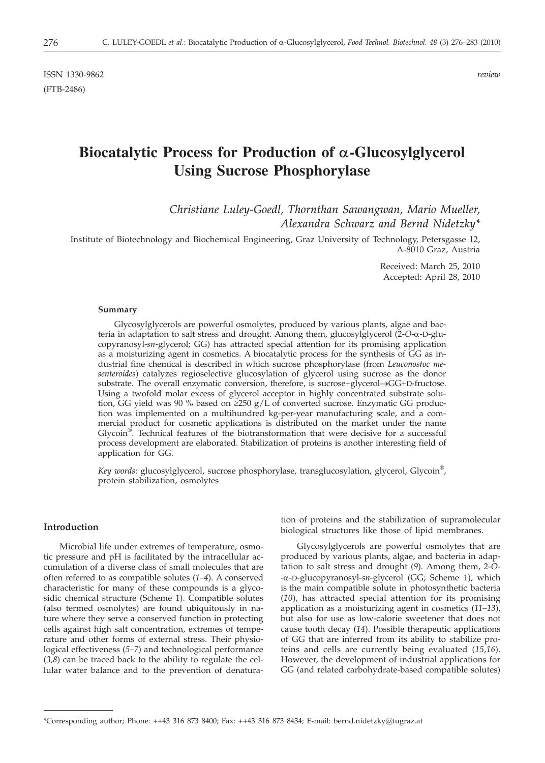ISSN 1330-9862 *review*
(FTB-2486)

# Biocatalytic Process for Production of α-Glucosylglycerol Using Sucrose Phosphorylase

*Christiane Luley-Goedl, Thornthan Sawangwan, Mario Mueller, Alexandra Schwarz and Bernd Nidetzky\**

Institute of Biotechnology and Biochemical Engineering, Graz University of Technology, Petersgasse 12, A-8010 Graz, Austria

Received: March 25, 2010
Accepted: April 28, 2010

### Summary

Glycosylglycerols are powerful osmolytes, produced by various plants, algae and bacteria in adaptation to salt stress and drought. Among them, glucosylglycerol (2-*O*-α-D-glucopyranosyl-*sn*-glycerol; GG) has attracted special attention for its promising application as a moisturizing agent in cosmetics. A biocatalytic process for the synthesis of GG as industrial fine chemical is described in which sucrose phosphorylase (from *Leuconostoc mesenteroides*) catalyzes regioselective glucosylation of glycerol using sucrose as the donor substrate. The overall enzymatic conversion, therefore, is sucrose+glycerol→GG+D-fructose. Using a twofold molar excess of glycerol acceptor in highly concentrated substrate solution, GG yield was 90 % based on ≥250 g/L of converted sucrose. Enzymatic GG production was implemented on a multihundred kg-per-year manufacturing scale, and a commercial product for cosmetic applications is distributed on the market under the name Glycoin®. Technical features of the biotransformation that were decisive for a successful process development are elaborated. Stabilization of proteins is another interesting field of application for GG.

*Key words*: glucosylglycerol, sucrose phosphorylase, transglucosylation, glycerol, Glycoin®, protein stabilization, osmolytes

## Introduction

Microbial life under extremes of temperature, osmotic pressure and pH is facilitated by the intracellular accumulation of a diverse class of small molecules that are often referred to as compatible solutes (*1–4*). A conserved characteristic for many of these compounds is a glycosidic chemical structure (Scheme 1). Compatible solutes (also termed osmolytes) are found ubiquitously in nature where they serve a conserved function in protecting cells against high salt concentration, extremes of temperature and other forms of external stress. Their physiological effectiveness (*5–7*) and technological performance (*3,8*) can be traced back to the ability to regulate the cellular water balance and to the prevention of denaturation of proteins and the stabilization of supramolecular biological structures like those of lipid membranes.

Glycosylglycerols are powerful osmolytes that are produced by various plants, algae, and bacteria in adaptation to salt stress and drought (*9*). Among them, 2-*O*-α-D-glucopyranosyl-*sn*-glycerol (GG; Scheme 1), which is the main compatible solute in photosynthetic bacteria (*10*), has attracted special attention for its promising application as a moisturizing agent in cosmetics (*11–13*), but also for use as low-calorie sweetener that does not cause tooth decay (*14*). Possible therapeutic applications of GG that are inferred from its ability to stabilize proteins and cells are currently being evaluated (*15,16*). However, the development of industrial applications for GG (and related carbohydrate-based compatible solutes)

\*Corresponding author; Phone: ++43 316 873 8400; Fax: ++43 316 873 8434; E-mail: bernd.nidetzky@tugraz.at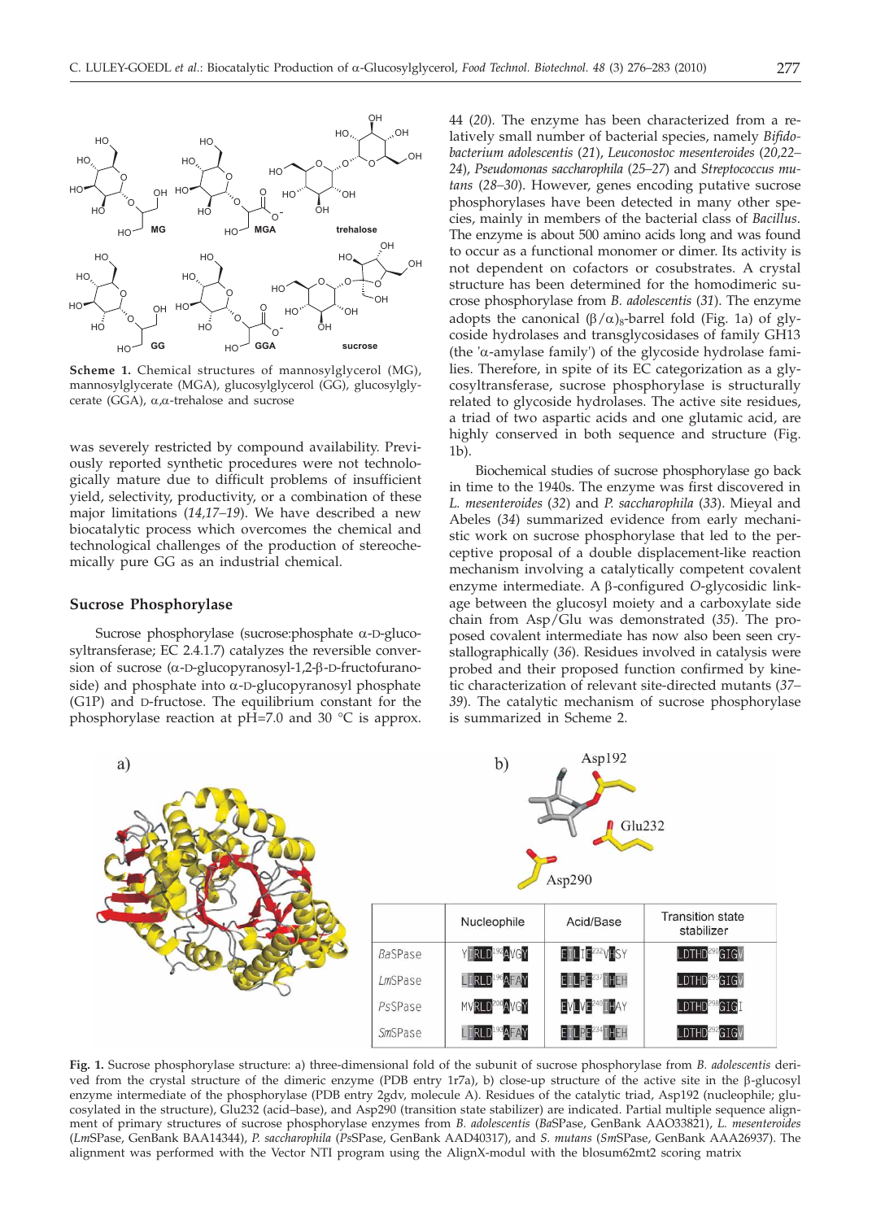**Scheme 1.** Chemical structures of mannosylglycerol (MG), mannosylglycerate (MGA), glucosylglycerol (GG), glucosylglycerate (GGA), α,α-trehalose and sucrose

was severely restricted by compound availability. Previously reported synthetic procedures were not technologically mature due to difficult problems of insufficient yield, selectivity, productivity, or a combination of these major limitations (*14,17–19*). We have described a new biocatalytic process which overcomes the chemical and technological challenges of the production of stereochemically pure GG as an industrial chemical.

## Sucrose Phosphorylase

Sucrose phosphorylase (sucrose:phosphate α-D-glucosyltransferase; EC 2.4.1.7) catalyzes the reversible conversion of sucrose (α-D-glucopyranosyl-1,2-β-D-fructofuranoside) and phosphate into α-D-glucopyranosyl phosphate (G1P) and D-fructose. The equilibrium constant for the phosphorylase reaction at pH=7.0 and 30 °C is approx. 44 (*20*). The enzyme has been characterized from a relatively small number of bacterial species, namely *Bifidobacterium adolescentis* (*21*), *Leuconostoc mesenteroides* (*20,22–24*), *Pseudomonas saccharophila* (*25–27*) and *Streptococcus mutans* (*28–30*). However, genes encoding putative sucrose phosphorylases have been detected in many other species, mainly in members of the bacterial class of *Bacillus*. The enzyme is about 500 amino acids long and was found to occur as a functional monomer or dimer. Its activity is not dependent on cofactors or cosubstrates. A crystal structure has been determined for the homodimeric sucrose phosphorylase from *B. adolescentis* (*31*). The enzyme adopts the canonical $(\beta/\alpha)_8$-barrel fold (Fig. 1a) of glycoside hydrolases and transglycosidases of family GH13 (the 'α-amylase family') of the glycoside hydrolase families. Therefore, in spite of its EC categorization as a glycosyltransferase, sucrose phosphorylase is structurally related to glycoside hydrolases. The active site residues, a triad of two aspartic acids and one glutamic acid, are highly conserved in both sequence and structure (Fig. 1b).

Biochemical studies of sucrose phosphorylase go back in time to the 1940s. The enzyme was first discovered in *L. mesenteroides* (*32*) and *P. saccharophila* (*33*). Mieyal and Abeles (*34*) summarized evidence from early mechanistic work on sucrose phosphorylase that led to the perceptive proposal of a double displacement-like reaction mechanism involving a catalytically competent covalent enzyme intermediate. A β-configured *O*-glycosidic linkage between the glucosyl moiety and a carboxylate side chain from Asp/Glu was demonstrated (*35*). The proposed covalent intermediate has now also been seen crystallographically (*36*). Residues involved in catalysis were probed and their proposed function confirmed by kinetic characterization of relevant site-directed mutants (*37–39*). The catalytic mechanism of sucrose phosphorylase is summarized in Scheme 2.

| | Nucleophile | Acid/Base | Transition state stabilizer |
|---|---|---|---|
| *Ba*SPase | YIRLD[192]AVGY | EILTE[232]VHSY | LDTHD[290]GIGV |
| *Lm*SPase | LIRLD[196]AFAY | EILPE[237]IHEH | LDTHD[295]GIGV |
| *Ps*SPase | MVRLD[208]AVGY | EVLVE[240]IHAY | LDTHD[298]GIGI |
| *Sm*SPase | LIRLD[193]AFAY | EILPE[234]IHEH | LDTHD[292]GIGV |

**Fig. 1.** Sucrose phosphorylase structure: a) three-dimensional fold of the subunit of sucrose phosphorylase from *B. adolescentis* derived from the crystal structure of the dimeric enzyme (PDB entry 1r7a), b) close-up structure of the active site in the β-glucosyl enzyme intermediate of the phosphorylase (PDB entry 2gdv, molecule A). Residues of the catalytic triad, Asp192 (nucleophile; glucosylated in the structure), Glu232 (acid–base), and Asp290 (transition state stabilizer) are indicated. Partial multiple sequence alignment of primary structures of sucrose phosphorylase enzymes from *B. adolescentis* (*Ba*SPase, GenBank AAO33821), *L. mesenteroides* (*Lm*SPase, GenBank BAA14344), *P. saccharophila* (*Ps*SPase, GenBank AAD40317), and *S. mutans* (*Sm*SPase, GenBank AAA26937). The alignment was performed with the Vector NTI program using the AlignX-modul with the blosum62mt2 scoring matrix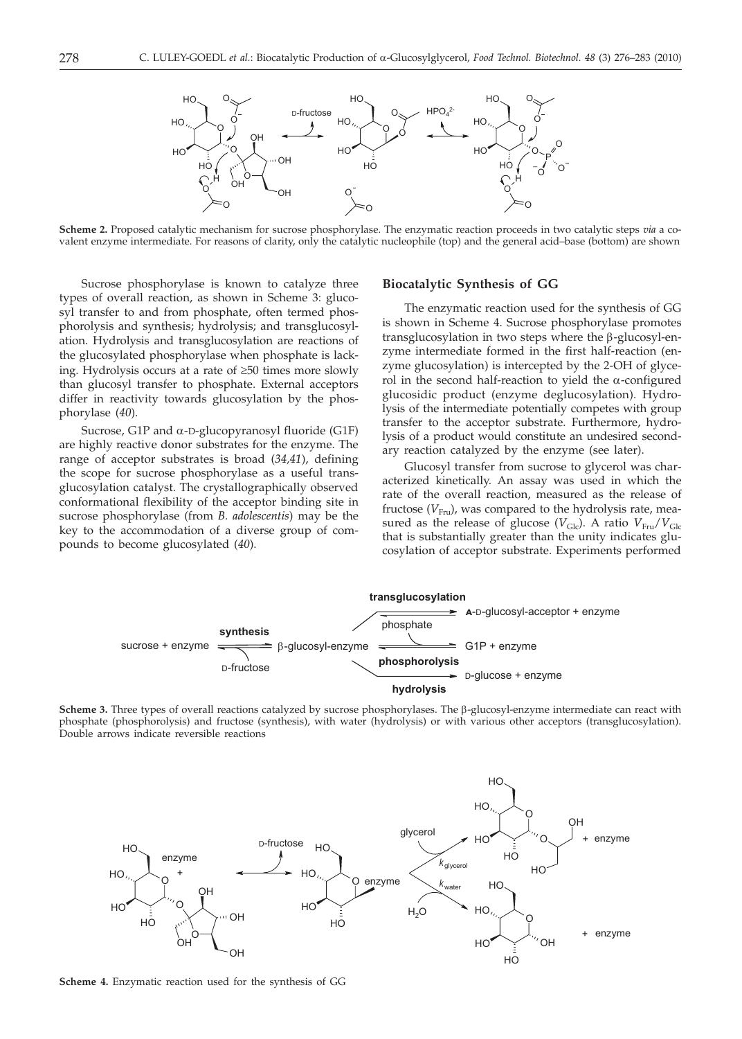**Scheme 2.** Proposed catalytic mechanism for sucrose phosphorylase. The enzymatic reaction proceeds in two catalytic steps *via* a covalent enzyme intermediate. For reasons of clarity, only the catalytic nucleophile (top) and the general acid–base (bottom) are shown

Sucrose phosphorylase is known to catalyze three types of overall reaction, as shown in Scheme 3: glucosyl transfer to and from phosphate, often termed phosphorolysis and synthesis; hydrolysis; and transglucosylation. Hydrolysis and transglucosylation are reactions of the glucosylated phosphorylase when phosphate is lacking. Hydrolysis occurs at a rate of ≥50 times more slowly than glucosyl transfer to phosphate. External acceptors differ in reactivity towards glucosylation by the phosphorylase (*40*).

Sucrose, G1P and α-D-glucopyranosyl fluoride (G1F) are highly reactive donor substrates for the enzyme. The range of acceptor substrates is broad (*34,41*), defining the scope for sucrose phosphorylase as a useful transglucosylation catalyst. The crystallographically observed conformational flexibility of the acceptor binding site in sucrose phosphorylase (from *B. adolescentis*) may be the key to the accommodation of a diverse group of compounds to become glucosylated (*40*).

## Biocatalytic Synthesis of GG

The enzymatic reaction used for the synthesis of GG is shown in Scheme 4. Sucrose phosphorylase promotes transglucosylation in two steps where the β-glucosyl-enzyme intermediate formed in the first half-reaction (enzyme glucosylation) is intercepted by the 2-OH of glycerol in the second half-reaction to yield the α-configured glucosidic product (enzyme deglucosylation). Hydrolysis of the intermediate potentially competes with group transfer to the acceptor substrate. Furthermore, hydrolysis of a product would constitute an undesired secondary reaction catalyzed by the enzyme (see later).

Glucosyl transfer from sucrose to glycerol was characterized kinetically. An assay was used in which the rate of the overall reaction, measured as the release of fructose ($V_{Fru}$), was compared to the hydrolysis rate, measured as the release of glucose ($V_{Glc}$). A ratio $V_{Fru}/V_{Glc}$ that is substantially greater than the unity indicates glucosylation of acceptor substrate. Experiments performed

**Scheme 3.** Three types of overall reactions catalyzed by sucrose phosphorylases. The β-glucosyl-enzyme intermediate can react with phosphate (phosphorolysis) and fructose (synthesis), with water (hydrolysis) or with various other acceptors (transglucosylation). Double arrows indicate reversible reactions

**Scheme 4.** Enzymatic reaction used for the synthesis of GG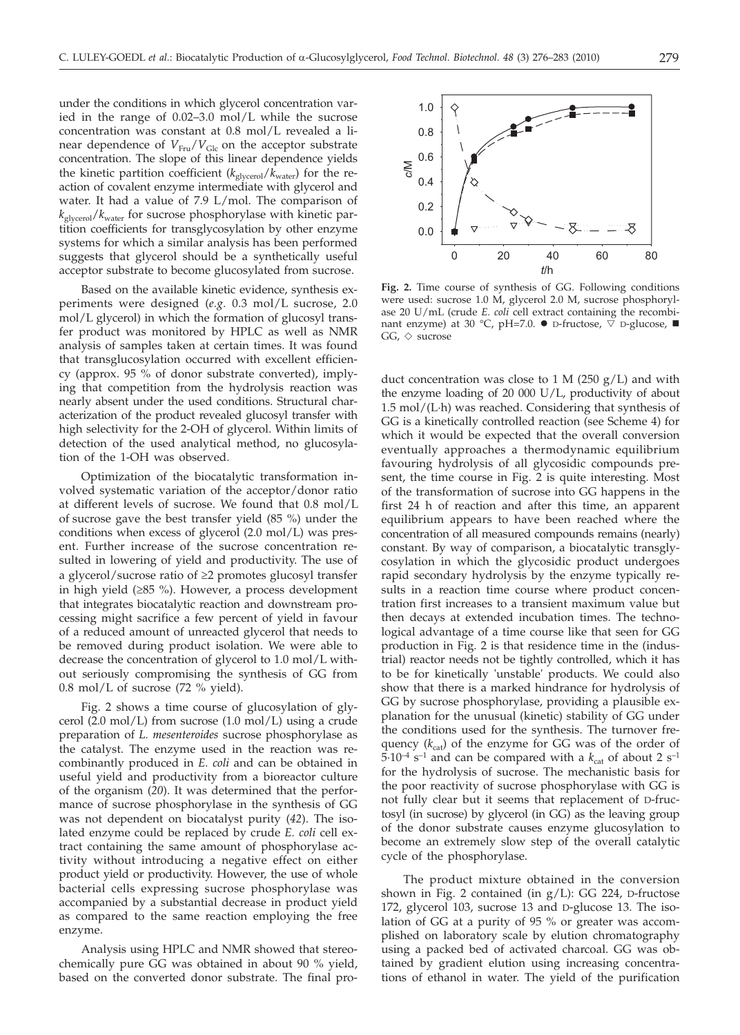under the conditions in which glycerol concentration varied in the range of 0.02–3.0 mol/L while the sucrose concentration was constant at 0.8 mol/L revealed a linear dependence of $V_{Fru}/V_{Glc}$ on the acceptor substrate concentration. The slope of this linear dependence yields the kinetic partition coefficient ($k_{glycerol}/k_{water}$) for the reaction of covalent enzyme intermediate with glycerol and water. It had a value of 7.9 L/mol. The comparison of $k_{glycerol}/k_{water}$ for sucrose phosphorylase with kinetic partition coefficients for transglycosylation by other enzyme systems for which a similar analysis has been performed suggests that glycerol should be a synthetically useful acceptor substrate to become glucosylated from sucrose.

Based on the available kinetic evidence, synthesis experiments were designed (*e.g.* 0.3 mol/L sucrose, 2.0 mol/L glycerol) in which the formation of glucosyl transfer product was monitored by HPLC as well as NMR analysis of samples taken at certain times. It was found that transglucosylation occurred with excellent efficiency (approx. 95 % of donor substrate converted), implying that competition from the hydrolysis reaction was nearly absent under the used conditions. Structural characterization of the product revealed glucosyl transfer with high selectivity for the 2-OH of glycerol. Within limits of detection of the used analytical method, no glucosylation of the 1-OH was observed.

Optimization of the biocatalytic transformation involved systematic variation of the acceptor/donor ratio at different levels of sucrose. We found that 0.8 mol/L of sucrose gave the best transfer yield (85 %) under the conditions when excess of glycerol (2.0 mol/L) was present. Further increase of the sucrose concentration resulted in lowering of yield and productivity. The use of a glycerol/sucrose ratio of ≥2 promotes glucosyl transfer in high yield (≥85 %). However, a process development that integrates biocatalytic reaction and downstream processing might sacrifice a few percent of yield in favour of a reduced amount of unreacted glycerol that needs to be removed during product isolation. We were able to decrease the concentration of glycerol to 1.0 mol/L without seriously compromising the synthesis of GG from 0.8 mol/L of sucrose (72 % yield).

Fig. 2 shows a time course of glucosylation of glycerol (2.0 mol/L) from sucrose (1.0 mol/L) using a crude preparation of *L. mesenteroides* sucrose phosphorylase as the catalyst. The enzyme used in the reaction was recombinantly produced in *E. coli* and can be obtained in useful yield and productivity from a bioreactor culture of the organism (*20*). It was determined that the performance of sucrose phosphorylase in the synthesis of GG was not dependent on biocatalyst purity (*42*). The isolated enzyme could be replaced by crude *E. coli* cell extract containing the same amount of phosphorylase activity without introducing a negative effect on either product yield or productivity. However, the use of whole bacterial cells expressing sucrose phosphorylase was accompanied by a substantial decrease in product yield as compared to the same reaction employing the free enzyme.

Analysis using HPLC and NMR showed that stereochemically pure GG was obtained in about 90 % yield, based on the converted donor substrate. The final product concentration was close to 1 M (250 g/L) and with the enzyme loading of 20 000 U/L, productivity of about 1.5 mol/(L·h) was reached. Considering that synthesis of GG is a kinetically controlled reaction (see Scheme 4) for which it would be expected that the overall conversion eventually approaches a thermodynamic equilibrium favouring hydrolysis of all glycosidic compounds present, the time course in Fig. 2 is quite interesting. Most of the transformation of sucrose into GG happens in the first 24 h of reaction and after this time, an apparent equilibrium appears to have been reached where the concentration of all measured compounds remains (nearly) constant. By way of comparison, a biocatalytic transglycosylation in which the glycosidic product undergoes rapid secondary hydrolysis by the enzyme typically results in a reaction time course where product concentration first increases to a transient maximum value but then decays at extended incubation times. The technological advantage of a time course like that seen for GG production in Fig. 2 is that residence time in the (industrial) reactor needs not be tightly controlled, which it has to be for kinetically 'unstable' products. We could also show that there is a marked hindrance for hydrolysis of GG by sucrose phosphorylase, providing a plausible explanation for the unusual (kinetic) stability of GG under the conditions used for the synthesis. The turnover frequency ($k_{cat}$) of the enzyme for GG was of the order of $5\cdot10^{-4}$ s$^{-1}$ and can be compared with a $k_{cat}$ of about 2 s$^{-1}$ for the hydrolysis of sucrose. The mechanistic basis for the poor reactivity of sucrose phosphorylase with GG is not fully clear but it seems that replacement of D-fructosyl (in sucrose) by glycerol (in GG) as the leaving group of the donor substrate causes enzyme glucosylation to become an extremely slow step of the overall catalytic cycle of the phosphorylase.

**Fig. 2.** Time course of synthesis of GG. Following conditions were used: sucrose 1.0 M, glycerol 2.0 M, sucrose phosphorylase 20 U/mL (crude *E. coli* cell extract containing the recombinant enzyme) at 30 °C, pH=7.0. ● D-fructose, ▽ D-glucose, ■ GG, ◇ sucrose

The product mixture obtained in the conversion shown in Fig. 2 contained (in g/L): GG 224, D-fructose 172, glycerol 103, sucrose 13 and D-glucose 13. The isolation of GG at a purity of 95 % or greater was accomplished on laboratory scale by elution chromatography using a packed bed of activated charcoal. GG was obtained by gradient elution using increasing concentrations of ethanol in water. The yield of the purification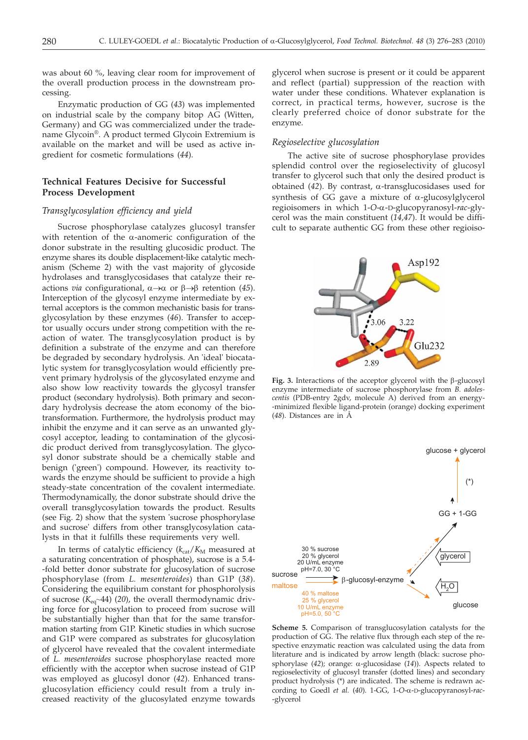was about 60 %, leaving clear room for improvement of the overall production process in the downstream processing.

Enzymatic production of GG (43) was implemented on industrial scale by the company bitop AG (Witten, Germany) and GG was commercialized under the tradename Glycoin®. A product termed Glycoin Extremium is available on the market and will be used as active ingredient for cosmetic formulations (44).

## Technical Features Decisive for Successful Process Development

### *Transglycosylation efficiency and yield*

Sucrose phosphorylase catalyzes glucosyl transfer with retention of the α-anomeric configuration of the donor substrate in the resulting glucosidic product. The enzyme shares its double displacement-like catalytic mechanism (Scheme 2) with the vast majority of glycoside hydrolases and transglycosidases that catalyze their reactions *via* configurational, α→α or β→β retention (45). Interception of the glycosyl enzyme intermediate by external acceptors is the common mechanistic basis for transglycosylation by these enzymes (46). Transfer to acceptor usually occurs under strong competition with the reaction of water. The transglycosylation product is by definition a substrate of the enzyme and it can therefore be degraded by secondary hydrolysis. An 'ideal' biocatalytic system for transglycosylation would efficiently prevent primary hydrolysis of the glycosylated enzyme and also show low reactivity towards the glycosyl transfer product (secondary hydrolysis). Both primary and secondary hydrolysis decrease the atom economy of the biotransformation. Furthermore, the hydrolysis product may inhibit the enzyme and it can serve as an unwanted glycosyl acceptor, leading to contamination of the glycosidic product derived from transglycosylation. The glycosyl donor substrate should be a chemically stable and benign ('green') compound. However, its reactivity towards the enzyme should be sufficient to provide a high steady-state concentration of the covalent intermediate. Thermodynamically, the donor substrate should drive the overall transglycosylation towards the product. Results (see Fig. 2) show that the system 'sucrose phosphorylase and sucrose' differs from other transglycosylation catalysts in that it fulfills these requirements very well.

In terms of catalytic efficiency ($k_{cat}/K_M$ measured at a saturating concentration of phosphate), sucrose is a 5.4-fold better donor substrate for glucosylation of sucrose phosphorylase (from *L. mesenteroides*) than G1P (38). Considering the equilibrium constant for phosphorolysis of sucrose ($K_{eq}$~44) (20), the overall thermodynamic driving force for glucosylation to proceed from sucrose will be substantially higher than that for the same transformation starting from G1P. Kinetic studies in which sucrose and G1P were compared as substrates for glucosylation of glycerol have revealed that the covalent intermediate of *L. mesenteroides* sucrose phosphorylase reacted more efficiently with the acceptor when sucrose instead of G1P was employed as glucosyl donor (42). Enhanced transglucosylation efficiency could result from a truly increased reactivity of the glucosylated enzyme towards glycerol when sucrose is present or it could be apparent and reflect (partial) suppression of the reaction with water under these conditions. Whatever explanation is correct, in practical terms, however, sucrose is the clearly preferred choice of donor substrate for the enzyme.

### *Regioselective glucosylation*

The active site of sucrose phosphorylase provides splendid control over the regioselectivity of glucosyl transfer to glycerol such that only the desired product is obtained (42). By contrast, α-transglucosidases used for synthesis of GG gave a mixture of α-glucosylglycerol regioisomers in which 1-*O*-α-D-glucopyranosyl-*rac*-glycerol was the main constituent (14,47). It would be difficult to separate authentic GG from these other regioiso-

**Fig. 3.** Interactions of the acceptor glycerol with the β-glucosyl enzyme intermediate of sucrose phosphorylase from *B. adolescentis* (PDB-entry 2gdv, molecule A) derived from an energy-minimized flexible ligand-protein (orange) docking experiment (48). Distances are in Å

**Scheme 5.** Comparison of transglucosylation catalysts for the production of GG. The relative flux through each step of the respective enzymatic reaction was calculated using the data from literature and is indicated by arrow length (black: sucrose phosphorylase (42); orange: α-glucosidase (14)). Aspects related to regioselectivity of glucosyl transfer (dotted lines) and secondary product hydrolysis (*) are indicated. The scheme is redrawn according to Goedl *et al.* (40). 1-GG, 1-*O*-α-D-glucopyranosyl-*rac*-glycerol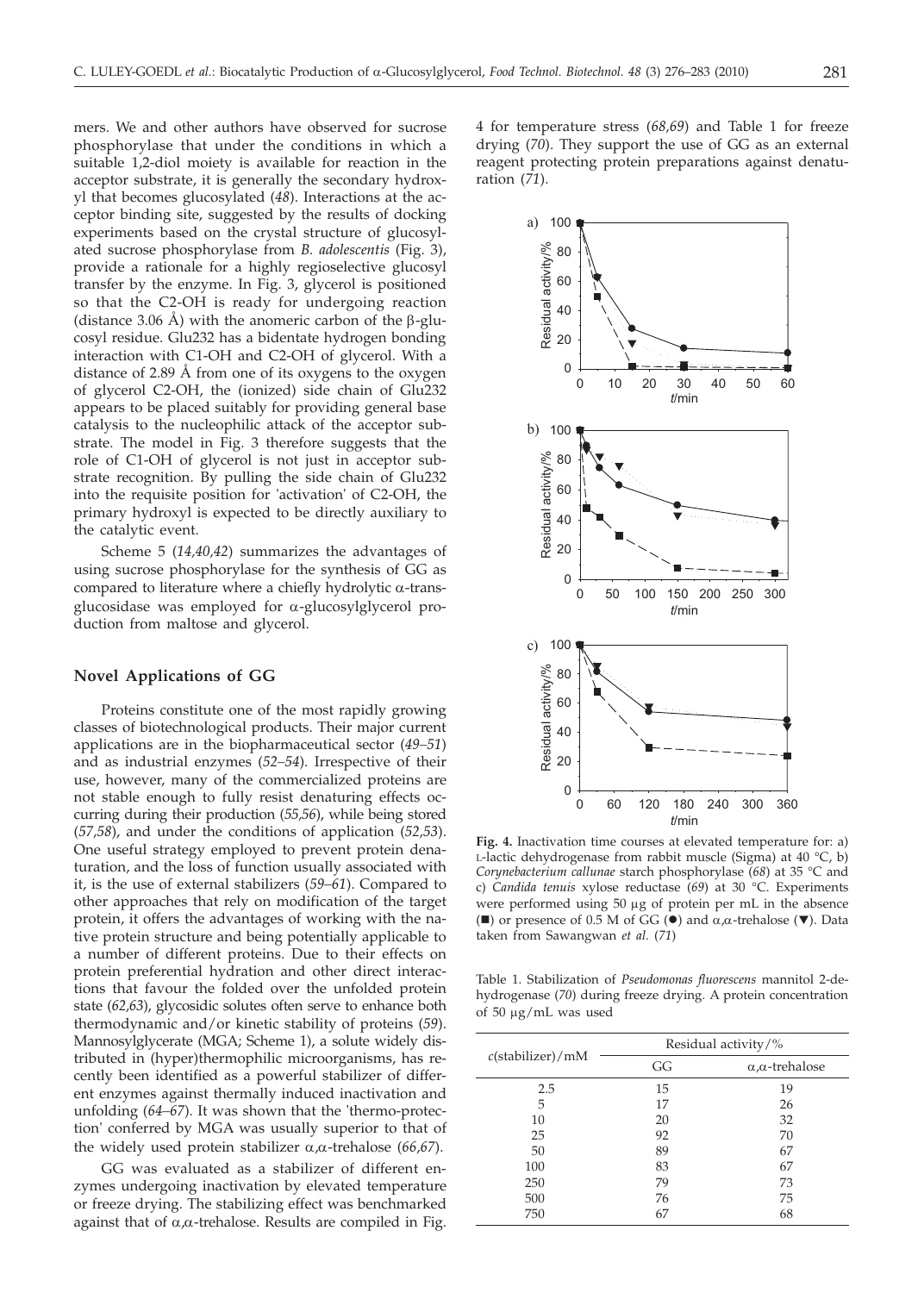mers. We and other authors have observed for sucrose phosphorylase that under the conditions in which a suitable 1,2-diol moiety is available for reaction in the acceptor substrate, it is generally the secondary hydroxyl that becomes glucosylated (*48*). Interactions at the acceptor binding site, suggested by the results of docking experiments based on the crystal structure of glucosylated sucrose phosphorylase from *B. adolescentis* (Fig. 3), provide a rationale for a highly regioselective glucosyl transfer by the enzyme. In Fig. 3, glycerol is positioned so that the C2-OH is ready for undergoing reaction (distance 3.06 Å) with the anomeric carbon of the β-glucosyl residue. Glu232 has a bidentate hydrogen bonding interaction with C1-OH and C2-OH of glycerol. With a distance of 2.89 Å from one of its oxygens to the oxygen of glycerol C2-OH, the (ionized) side chain of Glu232 appears to be placed suitably for providing general base catalysis to the nucleophilic attack of the acceptor substrate. The model in Fig. 3 therefore suggests that the role of C1-OH of glycerol is not just in acceptor substrate recognition. By pulling the side chain of Glu232 into the requisite position for 'activation' of C2-OH, the primary hydroxyl is expected to be directly auxiliary to the catalytic event.

Scheme 5 (*14,40,42*) summarizes the advantages of using sucrose phosphorylase for the synthesis of GG as compared to literature where a chiefly hydrolytic α-transglucosidase was employed for α-glucosylglycerol production from maltose and glycerol.

## Novel Applications of GG

Proteins constitute one of the most rapidly growing classes of biotechnological products. Their major current applications are in the biopharmaceutical sector (*49–51*) and as industrial enzymes (*52–54*). Irrespective of their use, however, many of the commercialized proteins are not stable enough to fully resist denaturing effects occurring during their production (*55,56*), while being stored (*57,58*), and under the conditions of application (*52,53*). One useful strategy employed to prevent protein denaturation, and the loss of function usually associated with it, is the use of external stabilizers (*59–61*). Compared to other approaches that rely on modification of the target protein, it offers the advantages of working with the native protein structure and being potentially applicable to a number of different proteins. Due to their effects on protein preferential hydration and other direct interactions that favour the folded over the unfolded protein state (*62,63*), glycosidic solutes often serve to enhance both thermodynamic and/or kinetic stability of proteins (*59*). Mannosylglycerate (MGA; Scheme 1), a solute widely distributed in (hyper)thermophilic microorganisms, has recently been identified as a powerful stabilizer of different enzymes against thermally induced inactivation and unfolding (*64–67*). It was shown that the 'thermo-protection' conferred by MGA was usually superior to that of the widely used protein stabilizer α,α-trehalose (*66,67*).

GG was evaluated as a stabilizer of different enzymes undergoing inactivation by elevated temperature or freeze drying. The stabilizing effect was benchmarked against that of α,α-trehalose. Results are compiled in Fig. 4 for temperature stress (*68,69*) and Table 1 for freeze drying (*70*). They support the use of GG as an external reagent protecting protein preparations against denaturation (*71*).

**Fig. 4.** Inactivation time courses at elevated temperature for: a) L-lactic dehydrogenase from rabbit muscle (Sigma) at 40 °C, b) *Corynebacterium callunae* starch phosphorylase (*68*) at 35 °C and c) *Candida tenuis* xylose reductase (*69*) at 30 °C. Experiments were performed using 50 μg of protein per mL in the absence (■) or presence of 0.5 M of GG (●) and α,α-trehalose (▼). Data taken from Sawangwan *et al.* (*71*)

Table 1. Stabilization of *Pseudomonas fluorescens* mannitol 2-dehydrogenase (*70*) during freeze drying. A protein concentration of 50 μg/mL was used

| c(stabilizer)/mM | Residual activity/% | |
|---|---|---|
| | GG | α,α-trehalose |
| 2.5 | 15 | 19 |
| 5 | 17 | 26 |
| 10 | 20 | 32 |
| 25 | 92 | 70 |
| 50 | 89 | 67 |
| 100 | 83 | 67 |
| 250 | 79 | 73 |
| 500 | 76 | 75 |
| 750 | 67 | 68 |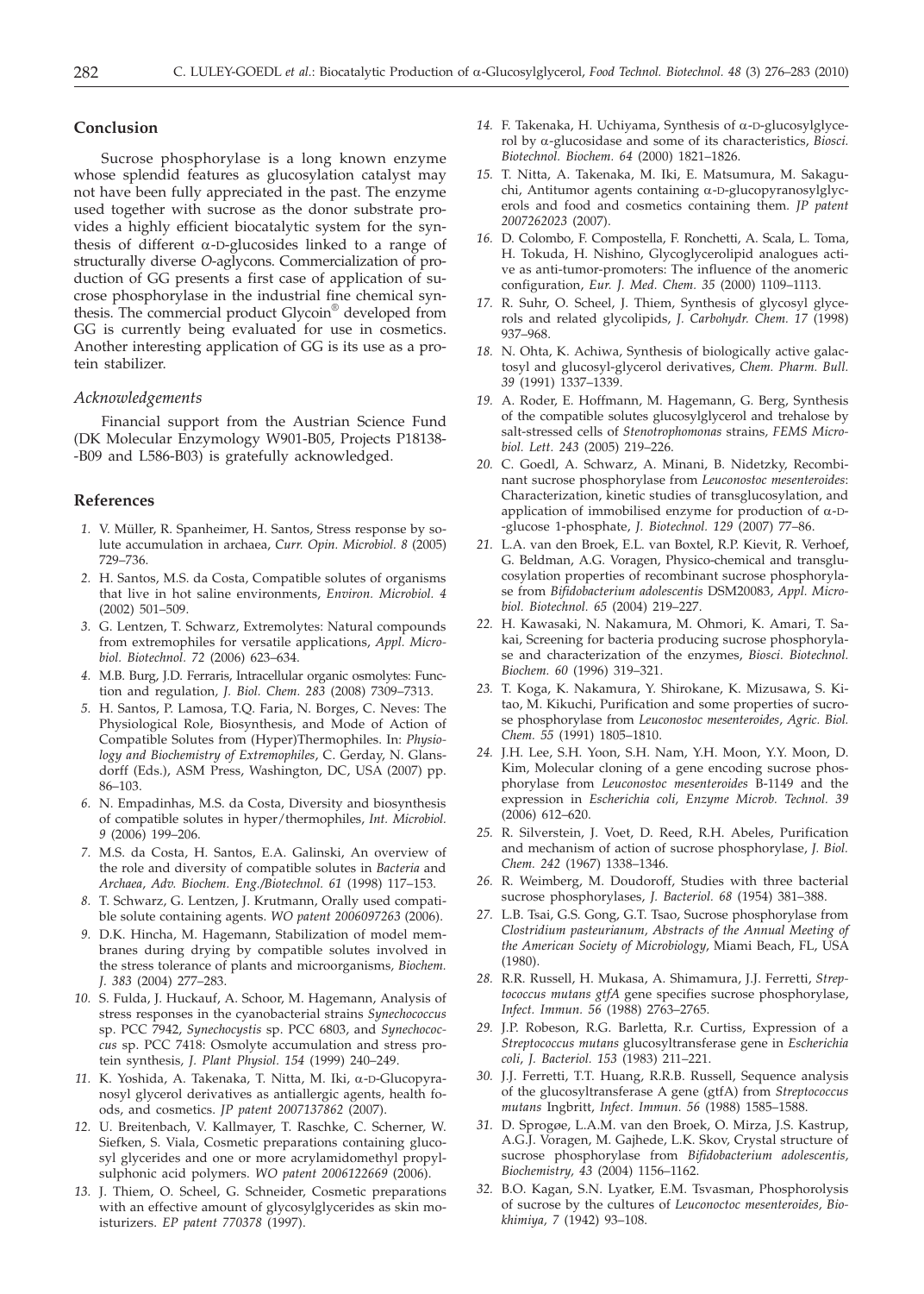## Conclusion

Sucrose phosphorylase is a long known enzyme whose splendid features as glucosylation catalyst may not have been fully appreciated in the past. The enzyme used together with sucrose as the donor substrate provides a highly efficient biocatalytic system for the synthesis of different α-D-glucosides linked to a range of structurally diverse *O*-aglycons. Commercialization of production of GG presents a first case of application of sucrose phosphorylase in the industrial fine chemical synthesis. The commercial product Glycoin® developed from GG is currently being evaluated for use in cosmetics. Another interesting application of GG is its use as a protein stabilizer.

### *Acknowledgements*

Financial support from the Austrian Science Fund (DK Molecular Enzymology W901-B05, Projects P18138-B09 and L586-B03) is gratefully acknowledged.

## References

1. V. Müller, R. Spanheimer, H. Santos, Stress response by solute accumulation in archaea, *Curr. Opin. Microbiol. 8* (2005) 729–736.
2. H. Santos, M.S. da Costa, Compatible solutes of organisms that live in hot saline environments, *Environ. Microbiol. 4* (2002) 501–509.
3. G. Lentzen, T. Schwarz, Extremolytes: Natural compounds from extremophiles for versatile applications, *Appl. Microbiol. Biotechnol. 72* (2006) 623–634.
4. M.B. Burg, J.D. Ferraris, Intracellular organic osmolytes: Function and regulation, *J. Biol. Chem. 283* (2008) 7309–7313.
5. H. Santos, P. Lamosa, T.Q. Faria, N. Borges, C. Neves: The Physiological Role, Biosynthesis, and Mode of Action of Compatible Solutes from (Hyper)Thermophiles. In: *Physiology and Biochemistry of Extremophiles*, C. Gerday, N. Glansdorff (Eds.), ASM Press, Washington, DC, USA (2007) pp. 86–103.
6. N. Empadinhas, M.S. da Costa, Diversity and biosynthesis of compatible solutes in hyper/thermophiles, *Int. Microbiol. 9* (2006) 199–206.
7. M.S. da Costa, H. Santos, E.A. Galinski, An overview of the role and diversity of compatible solutes in *Bacteria* and *Archaea*, *Adv. Biochem. Eng./Biotechnol. 61* (1998) 117–153.
8. T. Schwarz, G. Lentzen, J. Krutmann, Orally used compatible solute containing agents. *WO patent 2006097263* (2006).
9. D.K. Hincha, M. Hagemann, Stabilization of model membranes during drying by compatible solutes involved in the stress tolerance of plants and microorganisms, *Biochem. J. 383* (2004) 277–283.
10. S. Fulda, J. Huckauf, A. Schoor, M. Hagemann, Analysis of stress responses in the cyanobacterial strains *Synechococcus* sp. PCC 7942, *Synechocystis* sp. PCC 6803, and *Synechococcus* sp. PCC 7418: Osmolyte accumulation and stress protein synthesis, *J. Plant Physiol. 154* (1999) 240–249.
11. K. Yoshida, A. Takenaka, T. Nitta, M. Iki, α-D-Glucopyranosyl glycerol derivatives as antiallergic agents, health foods, and cosmetics. *JP patent 2007137862* (2007).
12. U. Breitenbach, V. Kallmayer, T. Raschke, C. Scherner, W. Siefken, S. Viala, Cosmetic preparations containing glucosyl glycerides and one or more acrylamidomethyl propylsulphonic acid polymers. *WO patent 2006122669* (2006).
13. J. Thiem, O. Scheel, G. Schneider, Cosmetic preparations with an effective amount of glycosylglycerides as skin moisturizers. *EP patent 770378* (1997).
14. F. Takenaka, H. Uchiyama, Synthesis of α-D-glucosylglycerol by α-glucosidase and some of its characteristics, *Biosci. Biotechnol. Biochem. 64* (2000) 1821–1826.
15. T. Nitta, A. Takenaka, M. Iki, E. Matsumura, M. Sakaguchi, Antitumor agents containing α-D-glucopyranosylglycerols and food and cosmetics containing them. *JP patent 2007262023* (2007).
16. D. Colombo, F. Compostella, F. Ronchetti, A. Scala, L. Toma, H. Tokuda, H. Nishino, Glycoglycerolipid analogues active as anti-tumor-promoters: The influence of the anomeric configuration, *Eur. J. Med. Chem. 35* (2000) 1109–1113.
17. R. Suhr, O. Scheel, J. Thiem, Synthesis of glycosyl glycerols and related glycolipids, *J. Carbohydr. Chem. 17* (1998) 937–968.
18. N. Ohta, K. Achiwa, Synthesis of biologically active galactosyl and glucosyl-glycerol derivatives, *Chem. Pharm. Bull. 39* (1991) 1337–1339.
19. A. Roder, E. Hoffmann, M. Hagemann, G. Berg, Synthesis of the compatible solutes glucosylglycerol and trehalose by salt-stressed cells of *Stenotrophomonas* strains, *FEMS Microbiol. Lett. 243* (2005) 219–226.
20. C. Goedl, A. Schwarz, A. Minani, B. Nidetzky, Recombinant sucrose phosphorylase from *Leuconostoc mesenteroides*: Characterization, kinetic studies of transglucosylation, and application of immobilised enzyme for production of α-D-glucose 1-phosphate, *J. Biotechnol. 129* (2007) 77–86.
21. L.A. van den Broek, E.L. van Boxtel, R.P. Kievit, R. Verhoef, G. Beldman, A.G. Voragen, Physico-chemical and transglucosylation properties of recombinant sucrose phosphorylase from *Bifidobacterium adolescentis* DSM20083, *Appl. Microbiol. Biotechnol. 65* (2004) 219–227.
22. H. Kawasaki, N. Nakamura, M. Ohmori, K. Amari, T. Sakai, Screening for bacteria producing sucrose phosphorylase and characterization of the enzymes, *Biosci. Biotechnol. Biochem. 60* (1996) 319–321.
23. T. Koga, K. Nakamura, Y. Shirokane, K. Mizusawa, S. Kitao, M. Kikuchi, Purification and some properties of sucrose phosphorylase from *Leuconostoc mesenteroides*, *Agric. Biol. Chem. 55* (1991) 1805–1810.
24. J.H. Lee, S.H. Yoon, S.H. Nam, Y.H. Moon, Y.Y. Moon, D. Kim, Molecular cloning of a gene encoding sucrose phosphorylase from *Leuconostoc mesenteroides* B-1149 and the expression in *Escherichia coli*, *Enzyme Microb. Technol. 39* (2006) 612–620.
25. R. Silverstein, J. Voet, D. Reed, R.H. Abeles, Purification and mechanism of action of sucrose phosphorylase, *J. Biol. Chem. 242* (1967) 1338–1346.
26. R. Weimberg, M. Doudoroff, Studies with three bacterial sucrose phosphorylases, *J. Bacteriol. 68* (1954) 381–388.
27. L.B. Tsai, G.S. Gong, G.T. Tsao, Sucrose phosphorylase from *Clostridium pasteurianum*, *Abstracts of the Annual Meeting of the American Society of Microbiology*, Miami Beach, FL, USA (1980).
28. R.R. Russell, H. Mukasa, A. Shimamura, J.J. Ferretti, *Streptococcus mutans gtfA* gene specifies sucrose phosphorylase, *Infect. Immun. 56* (1988) 2763–2765.
29. J.P. Robeson, R.G. Barletta, R.r. Curtiss, Expression of a *Streptococcus mutans* glucosyltransferase gene in *Escherichia coli*, *J. Bacteriol. 153* (1983) 211–221.
30. J.J. Ferretti, T.T. Huang, R.R.B. Russell, Sequence analysis of the glucosyltransferase A gene (gtfA) from *Streptococcus mutans* Ingbritt, *Infect. Immun. 56* (1988) 1585–1588.
31. D. Sprogøe, L.A.M. van den Broek, O. Mirza, J.S. Kastrup, A.G.J. Voragen, M. Gajhede, L.K. Skov, Crystal structure of sucrose phosphorylase from *Bifidobacterium adolescentis*, *Biochemistry, 43* (2004) 1156–1162.
32. B.O. Kagan, S.N. Lyatker, E.M. Tsvasman, Phosphorolysis of sucrose by the cultures of *Leuconoctoc mesenteroides*, *Biokhimiya, 7* (1942) 93–108.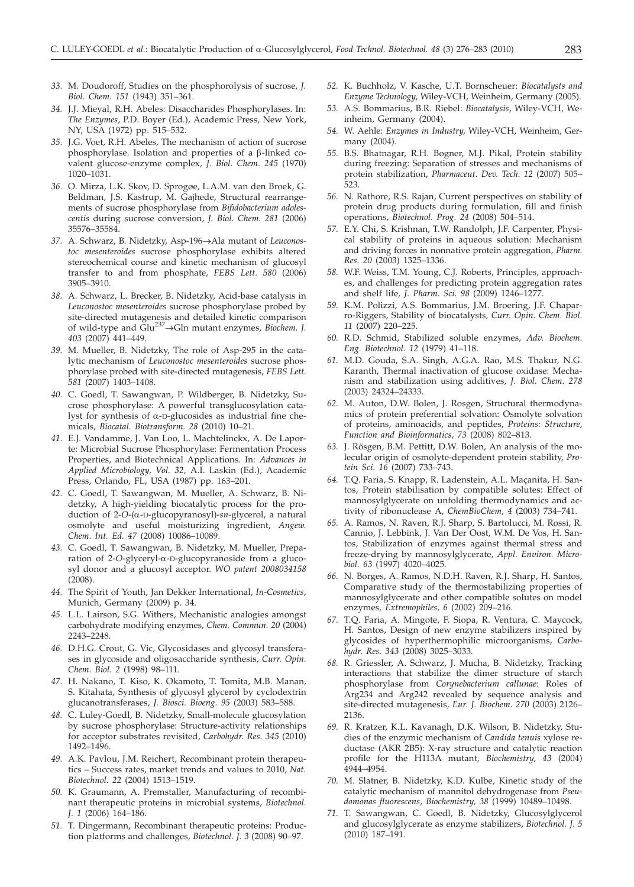33. M. Doudoroff, Studies on the phosphorolysis of sucrose, *J. Biol. Chem. 151* (1943) 351–361.

34. J.J. Mieyal, R.H. Abeles: Disaccharides Phosphorylases. In: *The Enzymes*, P.D. Boyer (Ed.), Academic Press, New York, NY, USA (1972) pp. 515–532.

35. J.G. Voet, R.H. Abeles, The mechanism of action of sucrose phosphorylase. Isolation and properties of a β-linked covalent glucose-enzyme complex, *J. Biol. Chem. 245* (1970) 1020–1031.

36. O. Mirza, L.K. Skov, D. Sprogøe, L.A.M. van den Broek, G. Beldman, J.S. Kastrup, M. Gajhede, Structural rearrangements of sucrose phosphorylase from *Bifidobacterium adolescentis* during sucrose conversion, *J. Biol. Chem. 281* (2006) 35576–35584.

37. A. Schwarz, B. Nidetzky, Asp-196→Ala mutant of *Leuconostoc mesenteroides* sucrose phosphorylase exhibits altered stereochemical course and kinetic mechanism of glucosyl transfer to and from phosphate, *FEBS Lett. 580* (2006) 3905–3910.

38. A. Schwarz, L. Brecker, B. Nidetzky, Acid-base catalysis in *Leuconostoc mesenteroides* sucrose phosphorylase probed by site-directed mutagenesis and detailed kinetic comparison of wild-type and Glu$^{237}$→Gln mutant enzymes, *Biochem. J. 403* (2007) 441–449.

39. M. Mueller, B. Nidetzky, The role of Asp-295 in the catalytic mechanism of *Leuconostoc mesenteroides* sucrose phosphorylase probed with site-directed mutagenesis, *FEBS Lett. 581* (2007) 1403–1408.

40. C. Goedl, T. Sawangwan, P. Wildberger, B. Nidetzky, Sucrose phosphorylase: A powerful transglucosylation catalyst for synthesis of α-D-glucosides as industrial fine chemicals, *Biocatal. Biotransform. 28* (2010) 10–21.

41. E.J. Vandamme, J. Van Loo, L. Machtelinckx, A. De Laporte: Microbial Sucrose Phosphorylase: Fermentation Process Properties, and Biotechnical Applications. In: *Advances in Applied Microbiology, Vol. 32*, A.I. Laskin (Ed.), Academic Press, Orlando, FL, USA (1987) pp. 163–201.

42. C. Goedl, T. Sawangwan, M. Mueller, A. Schwarz, B. Nidetzky, A high-yielding biocatalytic process for the production of 2-*O*-(α-D-glucopyranosyl)-*sn*-glycerol, a natural osmolyte and useful moisturizing ingredient, *Angew. Chem. Int. Ed. 47* (2008) 10086–10089.

43. C. Goedl, T. Sawangwan, B. Nidetzky, M. Mueller, Preparation of 2-*O*-glyceryl-α-D-glucopyranoside from a glucosyl donor and a glucosyl acceptor. *WO patent 2008034158* (2008).

44. The Spirit of Youth, Jan Dekker International, *In-Cosmetics*, Munich, Germany (2009) p. 34.

45. L.L. Lairson, S.G. Withers, Mechanistic analogies amongst carbohydrate modifying enzymes, *Chem. Commun. 20* (2004) 2243–2248.

46. D.H.G. Crout, G. Vic, Glycosidases and glycosyl transferases in glycoside and oligosaccharide synthesis, *Curr. Opin. Chem. Biol. 2* (1998) 98–111.

47. H. Nakano, T. Kiso, K. Okamoto, T. Tomita, M.B. Manan, S. Kitahata, Synthesis of glycosyl glycerol by cyclodextrin glucanotransferases, *J. Biosci. Bioeng. 95* (2003) 583–588.

48. C. Luley-Goedl, B. Nidetzky, Small-molecule glucosylation by sucrose phosphorylase: Structure-activity relationships for acceptor substrates revisited, *Carbohydr. Res. 345* (2010) 1492–1496.

49. A.K. Pavlou, J.M. Reichert, Recombinant protein therapeutics – Success rates, market trends and values to 2010, *Nat. Biotechnol. 22* (2004) 1513–1519.

50. K. Graumann, A. Premstaller, Manufacturing of recombinant therapeutic proteins in microbial systems, *Biotechnol. J. 1* (2006) 164–186.

51. T. Dingermann, Recombinant therapeutic proteins: Production platforms and challenges, *Biotechnol. J. 3* (2008) 90–97.

52. K. Buchholz, V. Kasche, U.T. Bornscheuer: *Biocatalysts and Enzyme Technology*, Wiley-VCH, Weinheim, Germany (2005).

53. A.S. Bommarius, B.R. Riebel: *Biocatalysis*, Wiley-VCH, Weinheim, Germany (2004).

54. W. Aehle: *Enzymes in Industry*, Wiley-VCH, Weinheim, Germany (2004).

55. B.S. Bhatnagar, R.H. Bogner, M.J. Pikal, Protein stability during freezing: Separation of stresses and mechanisms of protein stabilization, *Pharmaceut. Dev. Tech. 12* (2007) 505–523.

56. N. Rathore, R.S. Rajan, Current perspectives on stability of protein drug products during formulation, fill and finish operations, *Biotechnol. Prog. 24* (2008) 504–514.

57. E.Y. Chi, S. Krishnan, T.W. Randolph, J.F. Carpenter, Physical stability of proteins in aqueous solution: Mechanism and driving forces in nonnative protein aggregation, *Pharm. Res. 20* (2003) 1325–1336.

58. W.F. Weiss, T.M. Young, C.J. Roberts, Principles, approaches, and challenges for predicting protein aggregation rates and shelf life, *J. Pharm. Sci. 98* (2009) 1246–1277.

59. K.M. Polizzi, A.S. Bommarius, J.M. Broering, J.F. Chaparro-Riggers, Stability of biocatalysts, *Curr. Opin. Chem. Biol. 11* (2007) 220–225.

60. R.D. Schmid, Stabilized soluble enzymes, *Adv. Biochem. Eng. Biotechnol. 12* (1979) 41–118.

61. M.D. Gouda, S.A. Singh, A.G.A. Rao, M.S. Thakur, N.G. Karanth, Thermal inactivation of glucose oxidase: Mechanism and stabilization using additives, *J. Biol. Chem. 278* (2003) 24324–24333.

62. M. Auton, D.W. Bolen, J. Rosgen, Structural thermodynamics of protein preferential solvation: Osmolyte solvation of proteins, aminoacids, and peptides, *Proteins: Structure, Function and Bioinformatics, 73* (2008) 802–813.

63. J. Rösgen, B.M. Pettitt, D.W. Bolen, An analysis of the molecular origin of osmolyte-dependent protein stability, *Protein Sci. 16* (2007) 733–743.

64. T.Q. Faria, S. Knapp, R. Ladenstein, A.L. Maçanita, H. Santos, Protein stabilisation by compatible solutes: Effect of mannosylglycerate on unfolding thermodynamics and activity of ribonuclease A, *ChemBioChem, 4* (2003) 734–741.

65. A. Ramos, N. Raven, R.J. Sharp, S. Bartolucci, M. Rossi, R. Cannio, J. Lebbink, J. Van Der Oost, W.M. De Vos, H. Santos, Stabilization of enzymes against thermal stress and freeze-drying by mannosylglycerate, *Appl. Environ. Microbiol. 63* (1997) 4020–4025.

66. N. Borges, A. Ramos, N.D.H. Raven, R.J. Sharp, H. Santos, Comparative study of the thermostabilizing properties of mannosylglycerate and other compatible solutes on model enzymes, *Extremophiles, 6* (2002) 209–216.

67. T.Q. Faria, A. Mingote, F. Siopa, R. Ventura, C. Maycock, H. Santos, Design of new enzyme stabilizers inspired by glycosides of hyperthermophilic microorganisms, *Carbohydr. Res. 343* (2008) 3025–3033.

68. R. Griessler, A. Schwarz, J. Mucha, B. Nidetzky, Tracking interactions that stabilize the dimer structure of starch phosphorylase from *Corynebacterium callunae*: Roles of Arg234 and Arg242 revealed by sequence analysis and site-directed mutagenesis, *Eur. J. Biochem. 270* (2003) 2126–2136.

69. R. Kratzer, K.L. Kavanagh, D.K. Wilson, B. Nidetzky, Studies of the enzymic mechanism of *Candida tenuis* xylose reductase (AKR 2B5): X-ray structure and catalytic reaction profile for the H113A mutant, *Biochemistry, 43* (2004) 4944–4954.

70. M. Slatner, B. Nidetzky, K.D. Kulbe, Kinetic study of the catalytic mechanism of mannitol dehydrogenase from *Pseudomonas fluorescens*, *Biochemistry, 38* (1999) 10489–10498.

71. T. Sawangwan, C. Goedl, B. Nidetzky, Glucosylglycerol and glucosylglycerate as enzyme stabilizers, *Biotechnol. J. 5* (2010) 187–191.